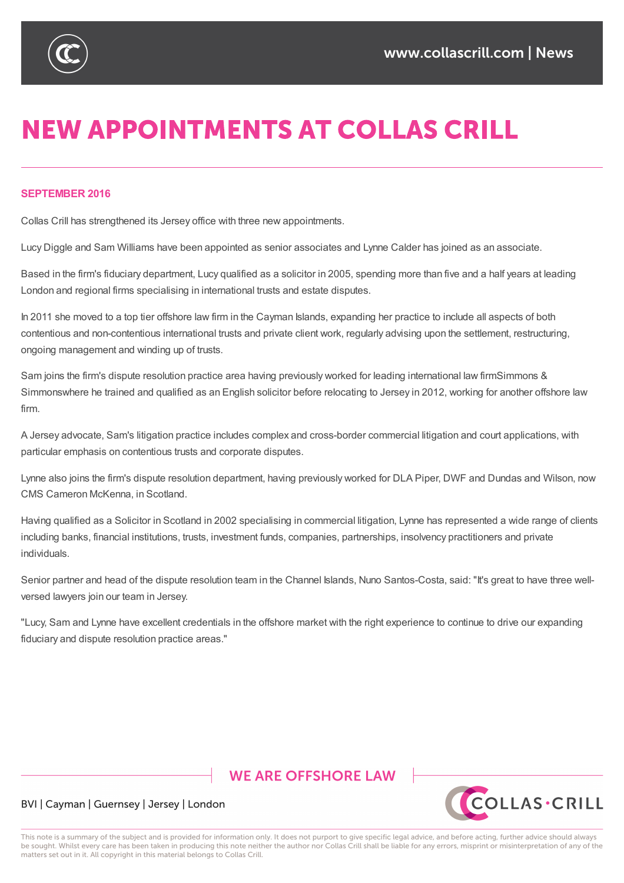# NEW APPOINTMENTS AT COLLAS CRILL

**SEPTEMBER 2016**

Collas Crill has strengthened its Jersey office with three new appointments.

Lucy Diggle and Sam Williams have been appointed as senior associates and Lynne Calder has joined as an associate.

Based in the firm's fiduciary department, Lucy qualified as a solicitor in 2005, spending more than five and a half years at leading London and regional firms specialising in international trusts and estate disputes.

In 2011 she moved to a top tier offshore law firm in the Cayman Islands, expanding her practice to include all aspects of both contentious and non-contentious international trusts and private client work, regularly advising upon the settlement, restructuring, ongoing management and winding up of trusts.

Sam joins the firm's dispute resolution practice area having previously worked for leading international law firmSimmons & Simmonswhere he trained and qualified as an English solicitor before relocating to Jersey in 2012, working for another offshore law firm.

A Jersey advocate, Sam's litigation practice includes complex and cross-border commercial litigation and court applications, with particular emphasis on contentious trusts and corporate disputes.

Lynne also joins the firm's dispute resolution department, having previously worked for DLA Piper, DWF and Dundas and Wilson, now CMS Cameron McKenna, in Scotland.

Having qualified as a Solicitor in Scotland in 2002 specialising in commercial litigation, Lynne has represented a wide range of clients including banks, financial institutions, trusts, investment funds, companies, partnerships, insolvency practitioners and private individuals.

Senior partner and head of the dispute resolution team in the Channel Islands, Nuno Santos-Costa, said: "It's great to have three well-versed lawyers join our team in Jersey.

"Lucy, Sam and Lynne have excellent credentials in the offshore market with the right experience to continue to drive our expanding fiduciary and dispute resolution practice areas."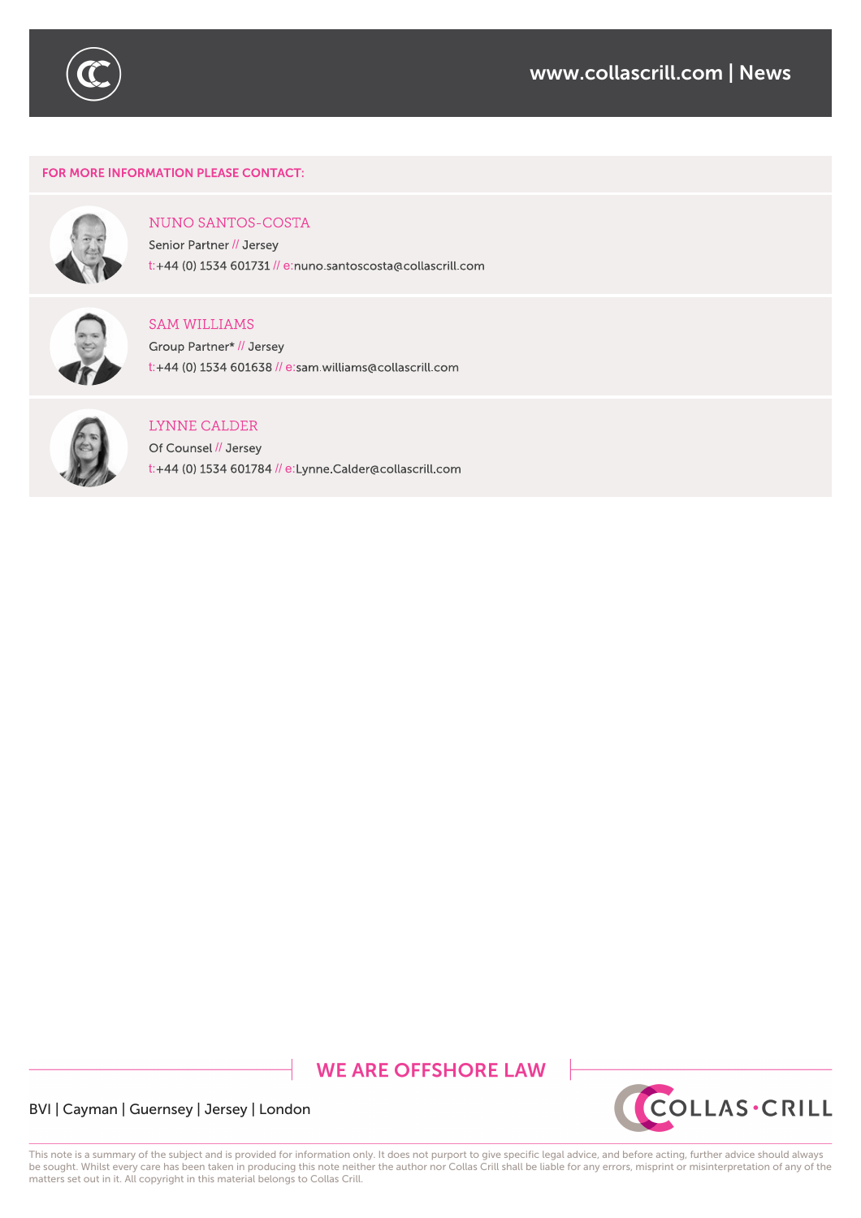**FOR MORE INFORMATION PLEASE CONTACT:**

**NUNO SANTOS-COSTA**
Senior Partner // Jersey
t:+44 (0) 1534 601731 // e:nuno.santoscosta@collascrill.com

**SAM WILLIAMS**
Group Partner* // Jersey
t:+44 (0) 1534 601638 // e:sam.williams@collascrill.com

**LYNNE CALDER**
Of Counsel // Jersey
t:+44 (0) 1534 601784 // e:Lynne.Calder@collascrill.com

WE ARE OFFSHORE LAW

BVI | Cayman | Guernsey | Jersey | London

COLLAS·CRILL

This note is a summary of the subject and is provided for information only. It does not purport to give specific legal advice, and before acting, further advice should always be sought. Whilst every care has been taken in producing this note neither the author nor Collas Crill shall be liable for any errors, misprint or misinterpretation of any of the matters set out in it. All copyright in this material belongs to Collas Crill.